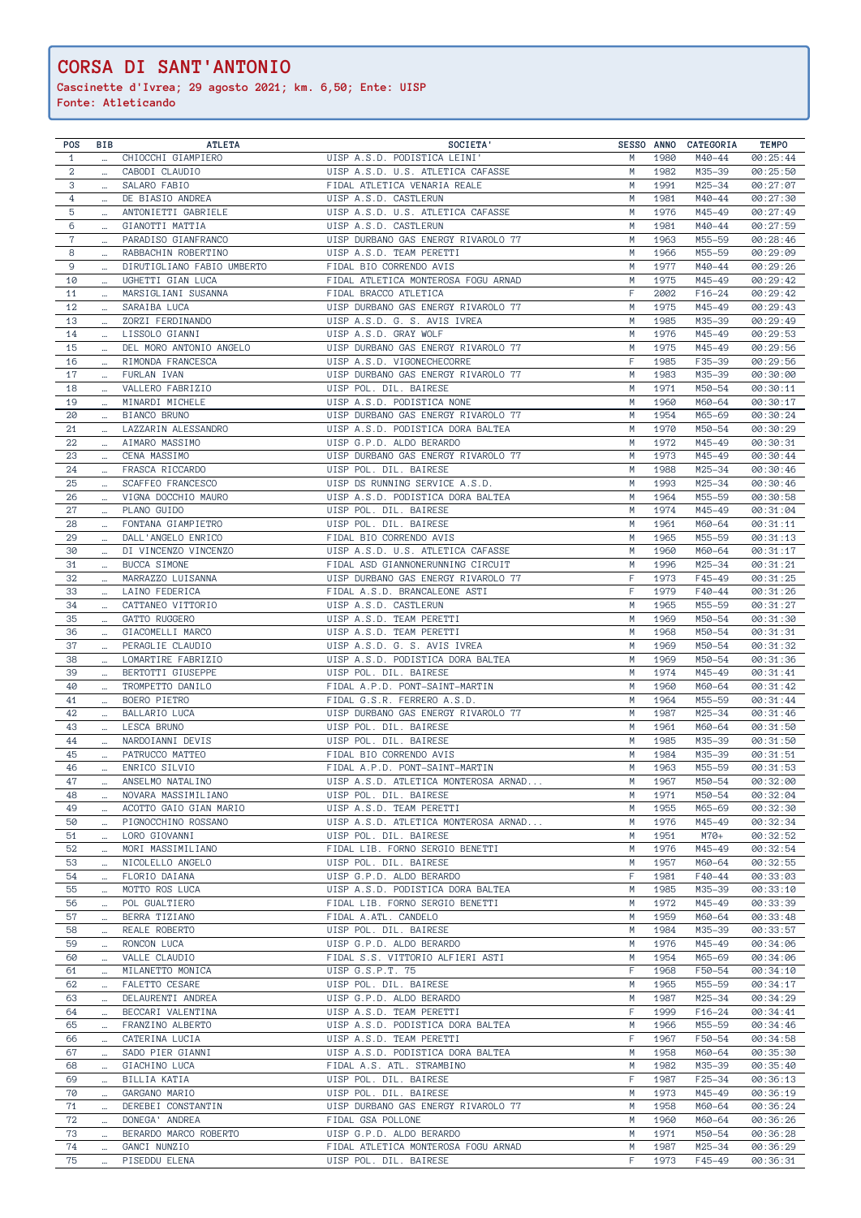# CORSA DI SANT'ANTONIO

**Cascinette d'Ivrea; 29 agosto 2021; km. 6,50; Ente: UISP**
**Fonte: Atleticando**

| POS | BIB | ATLETA | SOCIETA' | SESSO | ANNO | CATEGORIA | TEMPO |
|---|---|---|---|---|---|---|---|
| 1 | ... | CHIOCCHI GIAMPIERO | UISP A.S.D. PODISTICA LEINI' | M | 1980 | M40-44 | 00:25:44 |
| 2 | ... | CABODI CLAUDIO | UISP A.S.D. U.S. ATLETICA CAFASSE | M | 1982 | M35-39 | 00:25:50 |
| 3 | ... | SALARO FABIO | FIDAL ATLETICA VENARIA REALE | M | 1991 | M25-34 | 00:27:07 |
| 4 | ... | DE BIASIO ANDREA | UISP A.S.D. CASTLERUN | M | 1981 | M40-44 | 00:27:30 |
| 5 | ... | ANTONIETTI GABRIELE | UISP A.S.D. U.S. ATLETICA CAFASSE | M | 1976 | M45-49 | 00:27:49 |
| 6 | ... | GIANOTTI MATTIA | UISP A.S.D. CASTLERUN | M | 1981 | M40-44 | 00:27:59 |
| 7 | ... | PARADISO GIANFRANCO | UISP DURBANO GAS ENERGY RIVAROLO 77 | M | 1963 | M55-59 | 00:28:46 |
| 8 | ... | RABBACHIN ROBERTINO | UISP A.S.D. TEAM PERETTI | M | 1966 | M55-59 | 00:29:09 |
| 9 | ... | DIRUTIGLIANO FABIO UMBERTO | FIDAL BIO CORRENDO AVIS | M | 1977 | M40-44 | 00:29:26 |
| 10 | ... | UGHETTI GIAN LUCA | FIDAL ATLETICA MONTEROSA FOGU ARNAD | M | 1975 | M45-49 | 00:29:42 |
| 11 | ... | MARSIGLIANI SUSANNA | FIDAL BRACCO ATLETICA | F | 2002 | F16-24 | 00:29:42 |
| 12 | ... | SARAIBA LUCA | UISP DURBANO GAS ENERGY RIVAROLO 77 | M | 1975 | M45-49 | 00:29:43 |
| 13 | ... | ZORZI FERDINANDO | UISP A.S.D. G. S. AVIS IVREA | M | 1985 | M35-39 | 00:29:49 |
| 14 | ... | LISSOLO GIANNI | UISP A.S.D. GRAY WOLF | M | 1976 | M45-49 | 00:29:53 |
| 15 | ... | DEL MORO ANTONIO ANGELO | UISP DURBANO GAS ENERGY RIVAROLO 77 | M | 1975 | M45-49 | 00:29:56 |
| 16 | ... | RIMONDA FRANCESCA | UISP A.S.D. VIGONECHECORRE | F | 1985 | F35-39 | 00:29:56 |
| 17 | ... | FURLAN IVAN | UISP DURBANO GAS ENERGY RIVAROLO 77 | M | 1983 | M35-39 | 00:30:00 |
| 18 | ... | VALLERO FABRIZIO | UISP POL. DIL. BAIRESE | M | 1971 | M50-54 | 00:30:11 |
| 19 | ... | MINARDI MICHELE | UISP A.S.D. PODISTICA NONE | M | 1960 | M60-64 | 00:30:17 |
| 20 | ... | BIANCO BRUNO | UISP DURBANO GAS ENERGY RIVAROLO 77 | M | 1954 | M65-69 | 00:30:24 |
| 21 | ... | LAZZARIN ALESSANDRO | UISP A.S.D. PODISTICA DORA BALTEA | M | 1970 | M50-54 | 00:30:29 |
| 22 | ... | AIMARO MASSIMO | UISP G.P.D. ALDO BERARDO | M | 1972 | M45-49 | 00:30:31 |
| 23 | ... | CENA MASSIMO | UISP DURBANO GAS ENERGY RIVAROLO 77 | M | 1973 | M45-49 | 00:30:44 |
| 24 | ... | FRASCA RICCARDO | UISP POL. DIL. BAIRESE | M | 1988 | M25-34 | 00:30:46 |
| 25 | ... | SCAFFEO FRANCESCO | UISP DS RUNNING SERVICE A.S.D. | M | 1993 | M25-34 | 00:30:46 |
| 26 | ... | VIGNA DOCCHIO MAURO | UISP A.S.D. PODISTICA DORA BALTEA | M | 1964 | M55-59 | 00:30:58 |
| 27 | ... | PLANO GUIDO | UISP POL. DIL. BAIRESE | M | 1974 | M45-49 | 00:31:04 |
| 28 | ... | FONTANA GIAMPIETRO | UISP POL. DIL. BAIRESE | M | 1961 | M60-64 | 00:31:11 |
| 29 | ... | DALL'ANGELO ENRICO | FIDAL BIO CORRENDO AVIS | M | 1965 | M55-59 | 00:31:13 |
| 30 | ... | DI VINCENZO VINCENZO | UISP A.S.D. U.S. ATLETICA CAFASSE | M | 1960 | M60-64 | 00:31:17 |
| 31 | ... | BUCCA SIMONE | FIDAL ASD GIANNONERUNNING CIRCUIT | M | 1996 | M25-34 | 00:31:21 |
| 32 | ... | MARRAZZO LUISANNA | UISP DURBANO GAS ENERGY RIVAROLO 77 | F | 1973 | F45-49 | 00:31:25 |
| 33 | ... | LAINO FEDERICA | FIDAL A.S.D. BRANCALEONE ASTI | F | 1979 | F40-44 | 00:31:26 |
| 34 | ... | CATTANEO VITTORIO | UISP A.S.D. CASTLERUN | M | 1965 | M55-59 | 00:31:27 |
| 35 | ... | GATTO RUGGERO | UISP A.S.D. TEAM PERETTI | M | 1969 | M50-54 | 00:31:30 |
| 36 | ... | GIACOMELLI MARCO | UISP A.S.D. TEAM PERETTI | M | 1968 | M50-54 | 00:31:31 |
| 37 | ... | PERAGLIE CLAUDIO | UISP A.S.D. G. S. AVIS IVREA | M | 1969 | M50-54 | 00:31:32 |
| 38 | ... | LOMARTIRE FABRIZIO | UISP A.S.D. PODISTICA DORA BALTEA | M | 1969 | M50-54 | 00:31:36 |
| 39 | ... | BERTOTTI GIUSEPPE | UISP POL. DIL. BAIRESE | M | 1974 | M45-49 | 00:31:41 |
| 40 | ... | TROMPETTO DANILO | FIDAL A.P.D. PONT-SAINT-MARTIN | M | 1960 | M60-64 | 00:31:42 |
| 41 | ... | BOERO PIETRO | FIDAL G.S.R. FERRERO A.S.D. | M | 1964 | M55-59 | 00:31:44 |
| 42 | ... | BALLARIO LUCA | UISP DURBANO GAS ENERGY RIVAROLO 77 | M | 1987 | M25-34 | 00:31:46 |
| 43 | ... | LESCA BRUNO | UISP POL. DIL. BAIRESE | M | 1961 | M60-64 | 00:31:50 |
| 44 | ... | NARDOIANNI DEVIS | UISP POL. DIL. BAIRESE | M | 1985 | M35-39 | 00:31:50 |
| 45 | ... | PATRUCCO MATTEO | FIDAL BIO CORRENDO AVIS | M | 1984 | M35-39 | 00:31:51 |
| 46 | ... | ENRICO SILVIO | FIDAL A.P.D. PONT-SAINT-MARTIN | M | 1963 | M55-59 | 00:31:53 |
| 47 | ... | ANSELMO NATALINO | UISP A.S.D. ATLETICA MONTEROSA ARNAD... | M | 1967 | M50-54 | 00:32:00 |
| 48 | ... | NOVARA MASSIMILIANO | UISP POL. DIL. BAIRESE | M | 1971 | M50-54 | 00:32:04 |
| 49 | ... | ACOTTO GAIO GIAN MARIO | UISP A.S.D. TEAM PERETTI | M | 1955 | M65-69 | 00:32:30 |
| 50 | ... | PIGNOCCHINO ROSSANO | UISP A.S.D. ATLETICA MONTEROSA ARNAD... | M | 1976 | M45-49 | 00:32:34 |
| 51 | ... | LORO GIOVANNI | UISP POL. DIL. BAIRESE | M | 1951 | M70+ | 00:32:52 |
| 52 | ... | MORI MASSIMILIANO | FIDAL LIB. FORNO SERGIO BENETTI | M | 1976 | M45-49 | 00:32:54 |
| 53 | ... | NICOLELLO ANGELO | UISP POL. DIL. BAIRESE | M | 1957 | M60-64 | 00:32:55 |
| 54 | ... | FLORIO DAIANA | UISP G.P.D. ALDO BERARDO | F | 1981 | F40-44 | 00:33:03 |
| 55 | ... | MOTTO ROS LUCA | UISP A.S.D. PODISTICA DORA BALTEA | M | 1985 | M35-39 | 00:33:10 |
| 56 | ... | POL GUALTIERO | FIDAL LIB. FORNO SERGIO BENETTI | M | 1972 | M45-49 | 00:33:39 |
| 57 | ... | BERRA TIZIANO | FIDAL A.ATL. CANDELO | M | 1959 | M60-64 | 00:33:48 |
| 58 | ... | REALE ROBERTO | UISP POL. DIL. BAIRESE | M | 1984 | M35-39 | 00:33:57 |
| 59 | ... | RONCON LUCA | UISP G.P.D. ALDO BERARDO | M | 1976 | M45-49 | 00:34:06 |
| 60 | ... | VALLE CLAUDIO | FIDAL S.S. VITTORIO ALFIERI ASTI | M | 1954 | M65-69 | 00:34:06 |
| 61 | ... | MILANETTO MONICA | UISP G.S.P.T. 75 | F | 1968 | F50-54 | 00:34:10 |
| 62 | ... | FALETTO CESARE | UISP POL. DIL. BAIRESE | M | 1965 | M55-59 | 00:34:17 |
| 63 | ... | DELAURENTI ANDREA | UISP G.P.D. ALDO BERARDO | M | 1987 | M25-34 | 00:34:29 |
| 64 | ... | BECCARI VALENTINA | UISP A.S.D. TEAM PERETTI | F | 1999 | F16-24 | 00:34:41 |
| 65 | ... | FRANZINO ALBERTO | UISP A.S.D. PODISTICA DORA BALTEA | M | 1966 | M55-59 | 00:34:46 |
| 66 | ... | CATERINA LUCIA | UISP A.S.D. TEAM PERETTI | F | 1967 | F50-54 | 00:34:58 |
| 67 | ... | SADO PIER GIANNI | UISP A.S.D. PODISTICA DORA BALTEA | M | 1958 | M60-64 | 00:35:30 |
| 68 | ... | GIACHINO LUCA | FIDAL A.S. ATL. STRAMBINO | M | 1982 | M35-39 | 00:35:40 |
| 69 | ... | BILLIA KATIA | UISP POL. DIL. BAIRESE | F | 1987 | F25-34 | 00:36:13 |
| 70 | ... | GARGANO MARIO | UISP POL. DIL. BAIRESE | M | 1973 | M45-49 | 00:36:19 |
| 71 | ... | DEREBEI CONSTANTIN | UISP DURBANO GAS ENERGY RIVAROLO 77 | M | 1958 | M60-64 | 00:36:24 |
| 72 | ... | DONEGA' ANDREA | FIDAL GSA POLLONE | M | 1960 | M60-64 | 00:36:26 |
| 73 | ... | BERARDO MARCO ROBERTO | UISP G.P.D. ALDO BERARDO | M | 1971 | M50-54 | 00:36:28 |
| 74 | ... | GANCI NUNZIO | FIDAL ATLETICA MONTEROSA FOGU ARNAD | M | 1987 | M25-34 | 00:36:29 |
| 75 | ... | PISEDDU ELENA | UISP POL. DIL. BAIRESE | F | 1973 | F45-49 | 00:36:31 |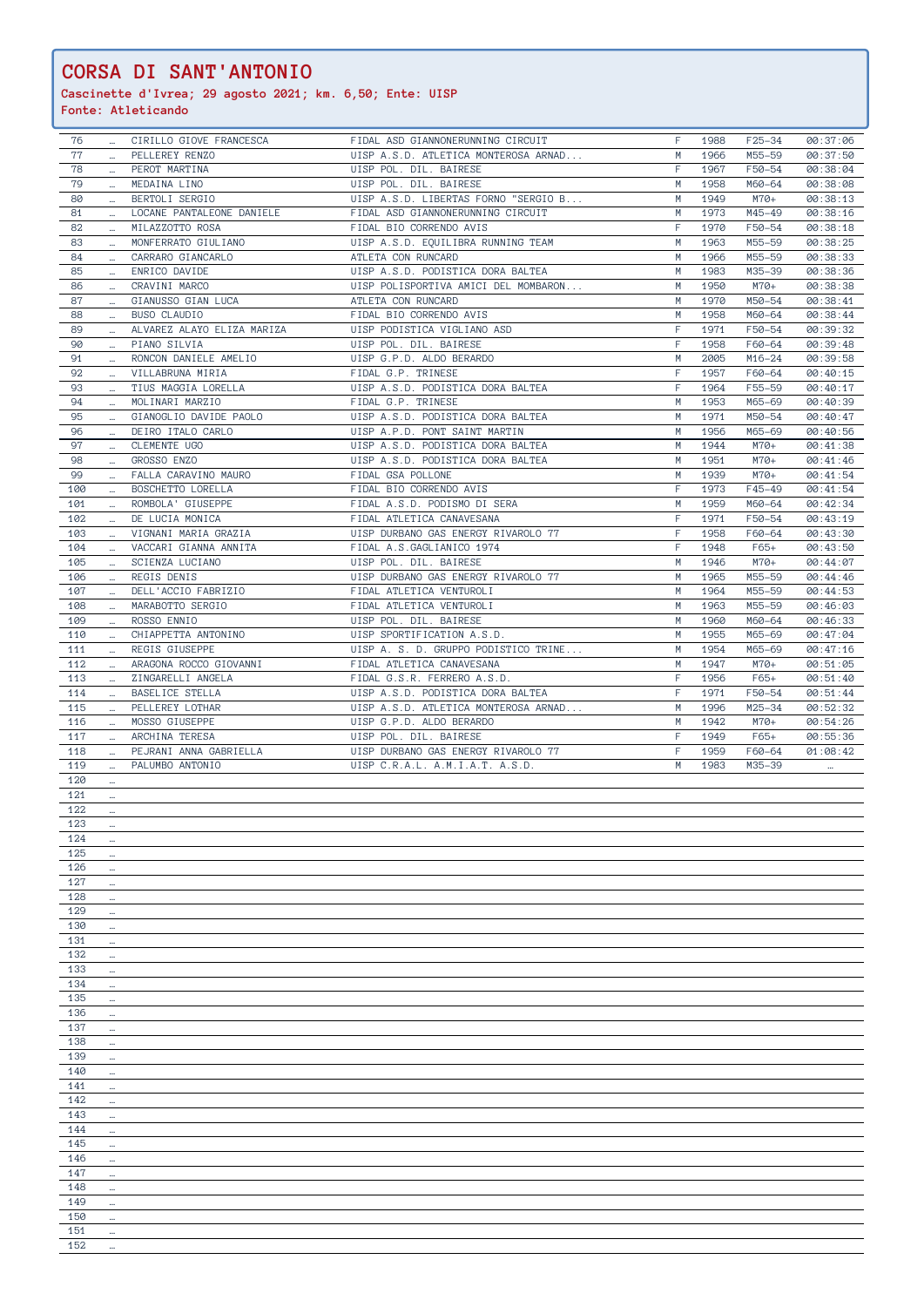# CORSA DI SANT'ANTONIO

**Cascinette d'Ivrea; 29 agosto 2021; km. 6,50; Ente: UISP**
**Fonte: Atleticando**

| | | | | | | | |
|---|---|---|---|---|---|---|---|
| 76 | … | CIRILLO GIOVE FRANCESCA | FIDAL ASD GIANNONERUNNING CIRCUIT | F | 1988 | F25-34 | 00:37:06 |
| 77 | … | PELLEREY RENZO | UISP A.S.D. ATLETICA MONTEROSA ARNAD... | M | 1966 | M55-59 | 00:37:50 |
| 78 | … | PEROT MARTINA | UISP POL. DIL. BAIRESE | F | 1967 | F50-54 | 00:38:04 |
| 79 | … | MEDAINA LINO | UISP POL. DIL. BAIRESE | M | 1958 | M60-64 | 00:38:08 |
| 80 | … | BERTOLI SERGIO | UISP A.S.D. LIBERTAS FORNO "SERGIO B... | M | 1949 | M70+ | 00:38:13 |
| 81 | … | LOCANE PANTALEONE DANIELE | FIDAL ASD GIANNONERUNNING CIRCUIT | M | 1973 | M45-49 | 00:38:16 |
| 82 | … | MILAZZOTTO ROSA | FIDAL BIO CORRENDO AVIS | F | 1970 | F50-54 | 00:38:18 |
| 83 | … | MONFERRATO GIULIANO | UISP A.S.D. EQUILIBRA RUNNING TEAM | M | 1963 | M55-59 | 00:38:25 |
| 84 | … | CARRARO GIANCARLO | ATLETA CON RUNCARD | M | 1966 | M55-59 | 00:38:33 |
| 85 | … | ENRICO DAVIDE | UISP A.S.D. PODISTICA DORA BALTEA | M | 1983 | M35-39 | 00:38:36 |
| 86 | … | CRAVINI MARCO | UISP POLISPORTIVA AMICI DEL MOMBARON... | M | 1950 | M70+ | 00:38:38 |
| 87 | … | GIANUSSO GIAN LUCA | ATLETA CON RUNCARD | M | 1970 | M50-54 | 00:38:41 |
| 88 | … | BUSO CLAUDIO | FIDAL BIO CORRENDO AVIS | M | 1958 | M60-64 | 00:38:44 |
| 89 | … | ALVAREZ ALAYO ELIZA MARIZA | UISP PODISTICA VIGLIANO ASD | F | 1971 | F50-54 | 00:39:32 |
| 90 | … | PIANO SILVIA | UISP POL. DIL. BAIRESE | F | 1958 | F60-64 | 00:39:48 |
| 91 | … | RONCON DANIELE AMELIO | UISP G.P.D. ALDO BERARDO | M | 2005 | M16-24 | 00:39:58 |
| 92 | … | VILLABRUNA MIRIA | FIDAL G.P. TRINESE | F | 1957 | F60-64 | 00:40:15 |
| 93 | … | TIUS MAGGIA LORELLA | UISP A.S.D. PODISTICA DORA BALTEA | F | 1964 | F55-59 | 00:40:17 |
| 94 | … | MOLINARI MARZIO | FIDAL G.P. TRINESE | M | 1953 | M65-69 | 00:40:39 |
| 95 | … | GIANOGLIO DAVIDE PAOLO | UISP A.S.D. PODISTICA DORA BALTEA | M | 1971 | M50-54 | 00:40:47 |
| 96 | … | DEIRO ITALO CARLO | UISP A.P.D. PONT SAINT MARTIN | M | 1956 | M65-69 | 00:40:56 |
| 97 | … | CLEMENTE UGO | UISP A.S.D. PODISTICA DORA BALTEA | M | 1944 | M70+ | 00:41:38 |
| 98 | … | GROSSO ENZO | UISP A.S.D. PODISTICA DORA BALTEA | M | 1951 | M70+ | 00:41:46 |
| 99 | … | FALLA CARAVINO MAURO | FIDAL GSA POLLONE | M | 1939 | M70+ | 00:41:54 |
| 100 | … | BOSCHETTO LORELLA | FIDAL BIO CORRENDO AVIS | F | 1973 | F45-49 | 00:41:54 |
| 101 | … | ROMBOLA' GIUSEPPE | FIDAL A.S.D. PODISMO DI SERA | M | 1959 | M60-64 | 00:42:34 |
| 102 | … | DE LUCIA MONICA | FIDAL ATLETICA CANAVESANA | F | 1971 | F50-54 | 00:43:19 |
| 103 | … | VIGNANI MARIA GRAZIA | UISP DURBANO GAS ENERGY RIVAROLO 77 | F | 1958 | F60-64 | 00:43:30 |
| 104 | … | VACCARI GIANNA ANNITA | FIDAL A.S.GAGLIANICO 1974 | F | 1948 | F65+ | 00:43:50 |
| 105 | … | SCIENZA LUCIANO | UISP POL. DIL. BAIRESE | M | 1946 | M70+ | 00:44:07 |
| 106 | … | REGIS DENIS | UISP DURBANO GAS ENERGY RIVAROLO 77 | M | 1965 | M55-59 | 00:44:46 |
| 107 | … | DELL'ACCIO FABRIZIO | FIDAL ATLETICA VENTUROLI | M | 1964 | M55-59 | 00:44:53 |
| 108 | … | MARABOTTO SERGIO | FIDAL ATLETICA VENTUROLI | M | 1963 | M55-59 | 00:46:03 |
| 109 | … | ROSSO ENNIO | UISP POL. DIL. BAIRESE | M | 1960 | M60-64 | 00:46:33 |
| 110 | … | CHIAPPETTA ANTONINO | UISP SPORTIFICATION A.S.D. | M | 1955 | M65-69 | 00:47:04 |
| 111 | … | REGIS GIUSEPPE | UISP A. S. D. GRUPPO PODISTICO TRINE... | M | 1954 | M65-69 | 00:47:16 |
| 112 | … | ARAGONA ROCCO GIOVANNI | FIDAL ATLETICA CANAVESANA | M | 1947 | M70+ | 00:51:05 |
| 113 | … | ZINGARELLI ANGELA | FIDAL G.S.R. FERRERO A.S.D. | F | 1956 | F65+ | 00:51:40 |
| 114 | … | BASELICE STELLA | UISP A.S.D. PODISTICA DORA BALTEA | F | 1971 | F50-54 | 00:51:44 |
| 115 | … | PELLEREY LOTHAR | UISP A.S.D. ATLETICA MONTEROSA ARNAD... | M | 1996 | M25-34 | 00:52:32 |
| 116 | … | MOSSO GIUSEPPE | UISP G.P.D. ALDO BERARDO | M | 1942 | M70+ | 00:54:26 |
| 117 | … | ARCHINA TERESA | UISP POL. DIL. BAIRESE | F | 1949 | F65+ | 00:55:36 |
| 118 | … | PEJRANI ANNA GABRIELLA | UISP DURBANO GAS ENERGY RIVAROLO 77 | F | 1959 | F60-64 | 01:08:42 |
| 119 | … | PALUMBO ANTONIO | UISP C.R.A.L. A.M.I.A.T. A.S.D. | M | 1983 | M35-39 | … |
| 120 | … | | | | | | |
| 121 | … | | | | | | |
| 122 | … | | | | | | |
| 123 | … | | | | | | |
| 124 | … | | | | | | |
| 125 | … | | | | | | |
| 126 | … | | | | | | |
| 127 | … | | | | | | |
| 128 | … | | | | | | |
| 129 | … | | | | | | |
| 130 | … | | | | | | |
| 131 | … | | | | | | |
| 132 | … | | | | | | |
| 133 | … | | | | | | |
| 134 | … | | | | | | |
| 135 | … | | | | | | |
| 136 | … | | | | | | |
| 137 | … | | | | | | |
| 138 | … | | | | | | |
| 139 | … | | | | | | |
| 140 | … | | | | | | |
| 141 | … | | | | | | |
| 142 | … | | | | | | |
| 143 | … | | | | | | |
| 144 | … | | | | | | |
| 145 | … | | | | | | |
| 146 | … | | | | | | |
| 147 | … | | | | | | |
| 148 | … | | | | | | |
| 149 | … | | | | | | |
| 150 | … | | | | | | |
| 151 | … | | | | | | |
| 152 | … | | | | | | |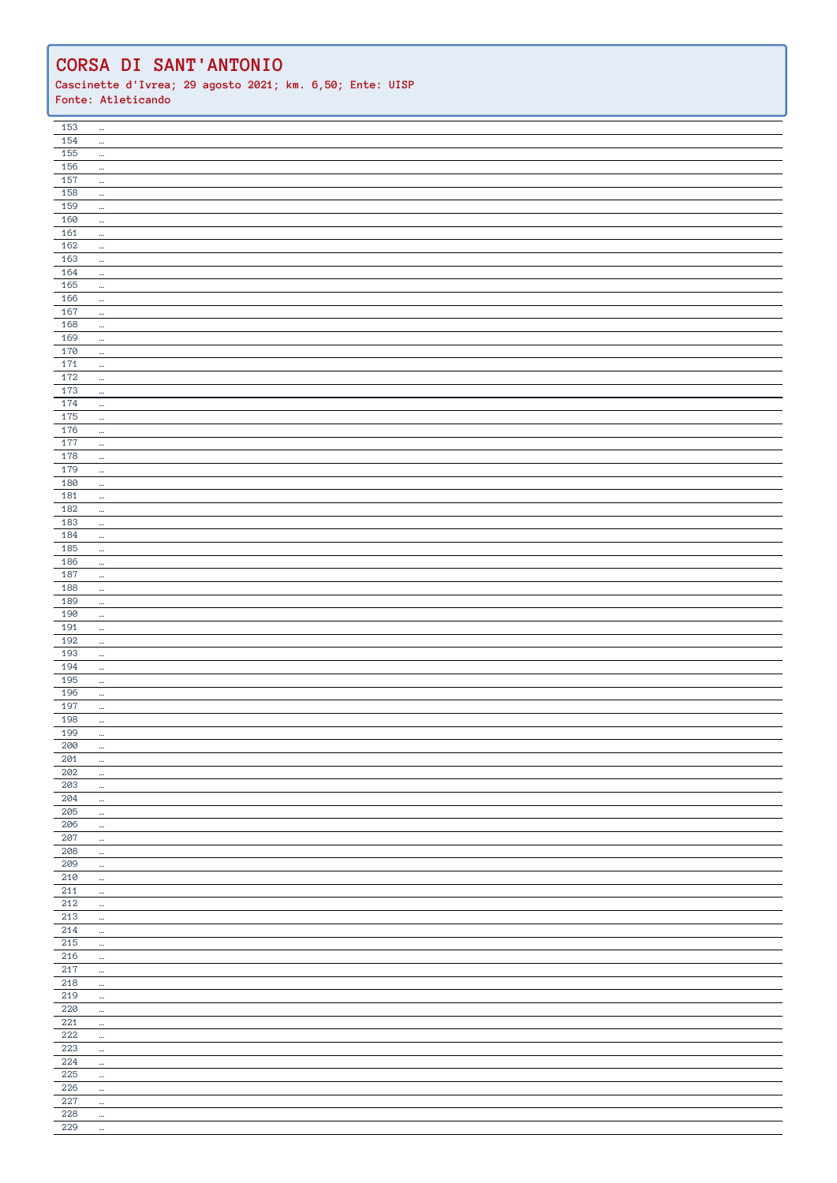## CORSA DI SANT'ANTONIO

**Cascinette d'Ivrea; 29 agosto 2021; km. 6,50; Ente: UISP**
**Fonte: Atleticando**

| | |
|---|---|
| 153 | … |
| 154 | … |
| 155 | … |
| 156 | … |
| 157 | … |
| 158 | … |
| 159 | … |
| 160 | … |
| 161 | … |
| 162 | … |
| 163 | … |
| 164 | … |
| 165 | … |
| 166 | … |
| 167 | … |
| 168 | … |
| 169 | … |
| 170 | … |
| 171 | … |
| 172 | … |
| 173 | … |
| 174 | … |
| 175 | … |
| 176 | … |
| 177 | … |
| 178 | … |
| 179 | … |
| 180 | … |
| 181 | … |
| 182 | … |
| 183 | … |
| 184 | … |
| 185 | … |
| 186 | … |
| 187 | … |
| 188 | … |
| 189 | … |
| 190 | … |
| 191 | … |
| 192 | … |
| 193 | … |
| 194 | … |
| 195 | … |
| 196 | … |
| 197 | … |
| 198 | … |
| 199 | … |
| 200 | … |
| 201 | … |
| 202 | … |
| 203 | … |
| 204 | … |
| 205 | … |
| 206 | … |
| 207 | … |
| 208 | … |
| 209 | … |
| 210 | … |
| 211 | … |
| 212 | … |
| 213 | … |
| 214 | … |
| 215 | … |
| 216 | … |
| 217 | … |
| 218 | … |
| 219 | … |
| 220 | … |
| 221 | … |
| 222 | … |
| 223 | … |
| 224 | … |
| 225 | … |
| 226 | … |
| 227 | … |
| 228 | … |
| 229 | … |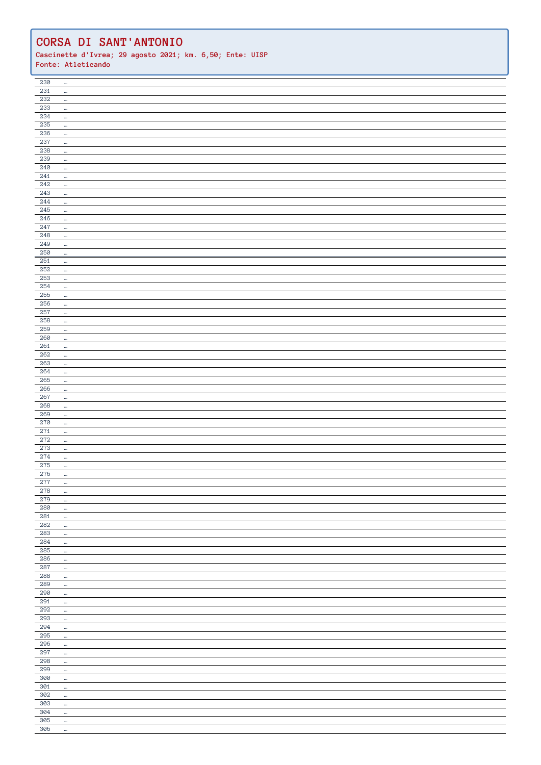# CORSA DI SANT'ANTONIO

**Cascinette d'Ivrea; 29 agosto 2021; km. 6,50; Ente: UISP**
**Fonte: Atleticando**

| | |
|---|---|
| 230 | … |
| 231 | … |
| 232 | … |
| 233 | … |
| 234 | … |
| 235 | … |
| 236 | … |
| 237 | … |
| 238 | … |
| 239 | … |
| 240 | … |
| 241 | … |
| 242 | … |
| 243 | … |
| 244 | … |
| 245 | … |
| 246 | … |
| 247 | … |
| 248 | … |
| 249 | … |
| 250 | … |
| 251 | … |
| 252 | … |
| 253 | … |
| 254 | … |
| 255 | … |
| 256 | … |
| 257 | … |
| 258 | … |
| 259 | … |
| 260 | … |
| 261 | … |
| 262 | … |
| 263 | … |
| 264 | … |
| 265 | … |
| 266 | … |
| 267 | … |
| 268 | … |
| 269 | … |
| 270 | … |
| 271 | … |
| 272 | … |
| 273 | … |
| 274 | … |
| 275 | … |
| 276 | … |
| 277 | … |
| 278 | … |
| 279 | … |
| 280 | … |
| 281 | … |
| 282 | … |
| 283 | … |
| 284 | … |
| 285 | … |
| 286 | … |
| 287 | … |
| 288 | … |
| 289 | … |
| 290 | … |
| 291 | … |
| 292 | … |
| 293 | … |
| 294 | … |
| 295 | … |
| 296 | … |
| 297 | … |
| 298 | … |
| 299 | … |
| 300 | … |
| 301 | … |
| 302 | … |
| 303 | … |
| 304 | … |
| 305 | … |
| 306 | … |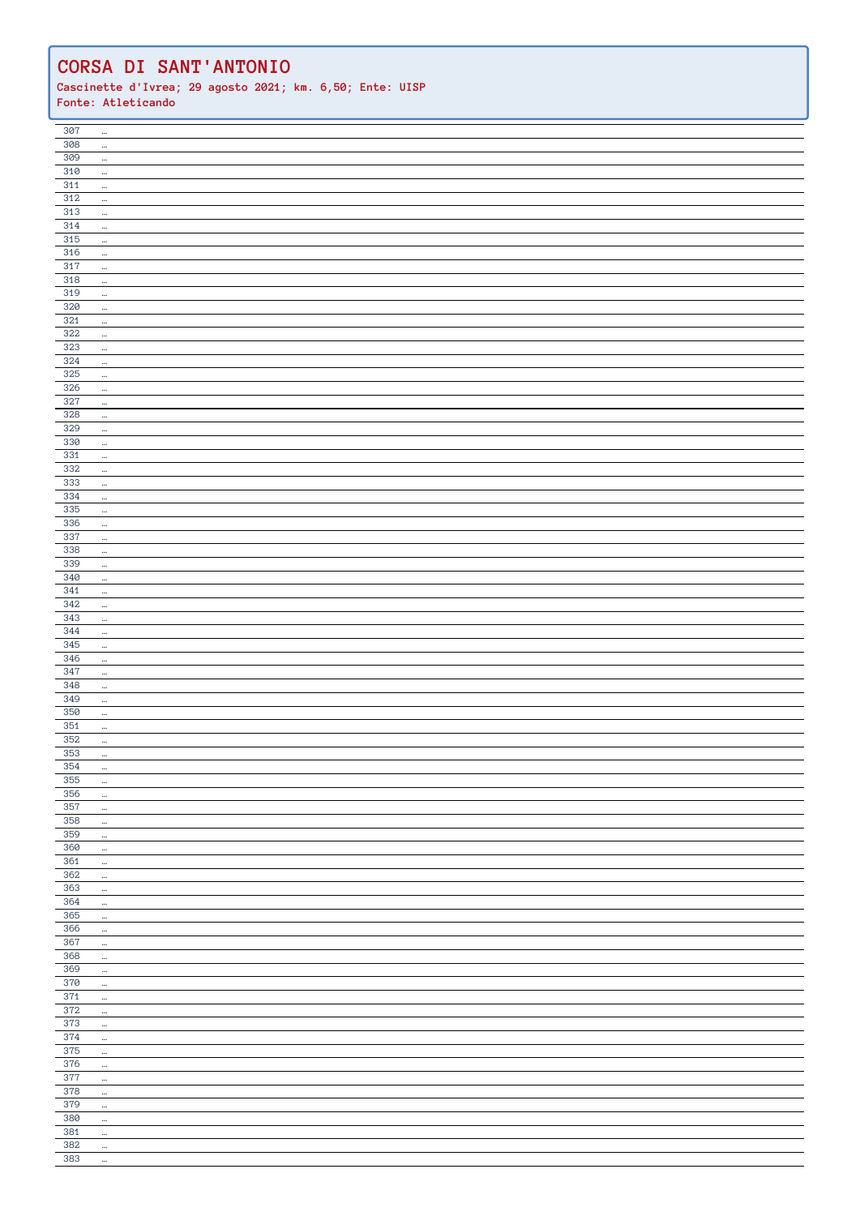## CORSA DI SANT'ANTONIO

**Cascinette d'Ivrea; 29 agosto 2021; km. 6,50; Ente: UISP**
**Fonte: Atleticando**

| | |
|---|---|
| 307 | … |
| 308 | … |
| 309 | … |
| 310 | … |
| 311 | … |
| 312 | … |
| 313 | … |
| 314 | … |
| 315 | … |
| 316 | … |
| 317 | … |
| 318 | … |
| 319 | … |
| 320 | … |
| 321 | … |
| 322 | … |
| 323 | … |
| 324 | … |
| 325 | … |
| 326 | … |
| 327 | … |
| 328 | … |
| 329 | … |
| 330 | … |
| 331 | … |
| 332 | … |
| 333 | … |
| 334 | … |
| 335 | … |
| 336 | … |
| 337 | … |
| 338 | … |
| 339 | … |
| 340 | … |
| 341 | … |
| 342 | … |
| 343 | … |
| 344 | … |
| 345 | … |
| 346 | … |
| 347 | … |
| 348 | … |
| 349 | … |
| 350 | … |
| 351 | … |
| 352 | … |
| 353 | … |
| 354 | … |
| 355 | … |
| 356 | … |
| 357 | … |
| 358 | … |
| 359 | … |
| 360 | … |
| 361 | … |
| 362 | … |
| 363 | … |
| 364 | … |
| 365 | … |
| 366 | … |
| 367 | … |
| 368 | … |
| 369 | … |
| 370 | … |
| 371 | … |
| 372 | … |
| 373 | … |
| 374 | … |
| 375 | … |
| 376 | … |
| 377 | … |
| 378 | … |
| 379 | … |
| 380 | … |
| 381 | … |
| 382 | … |
| 383 | … |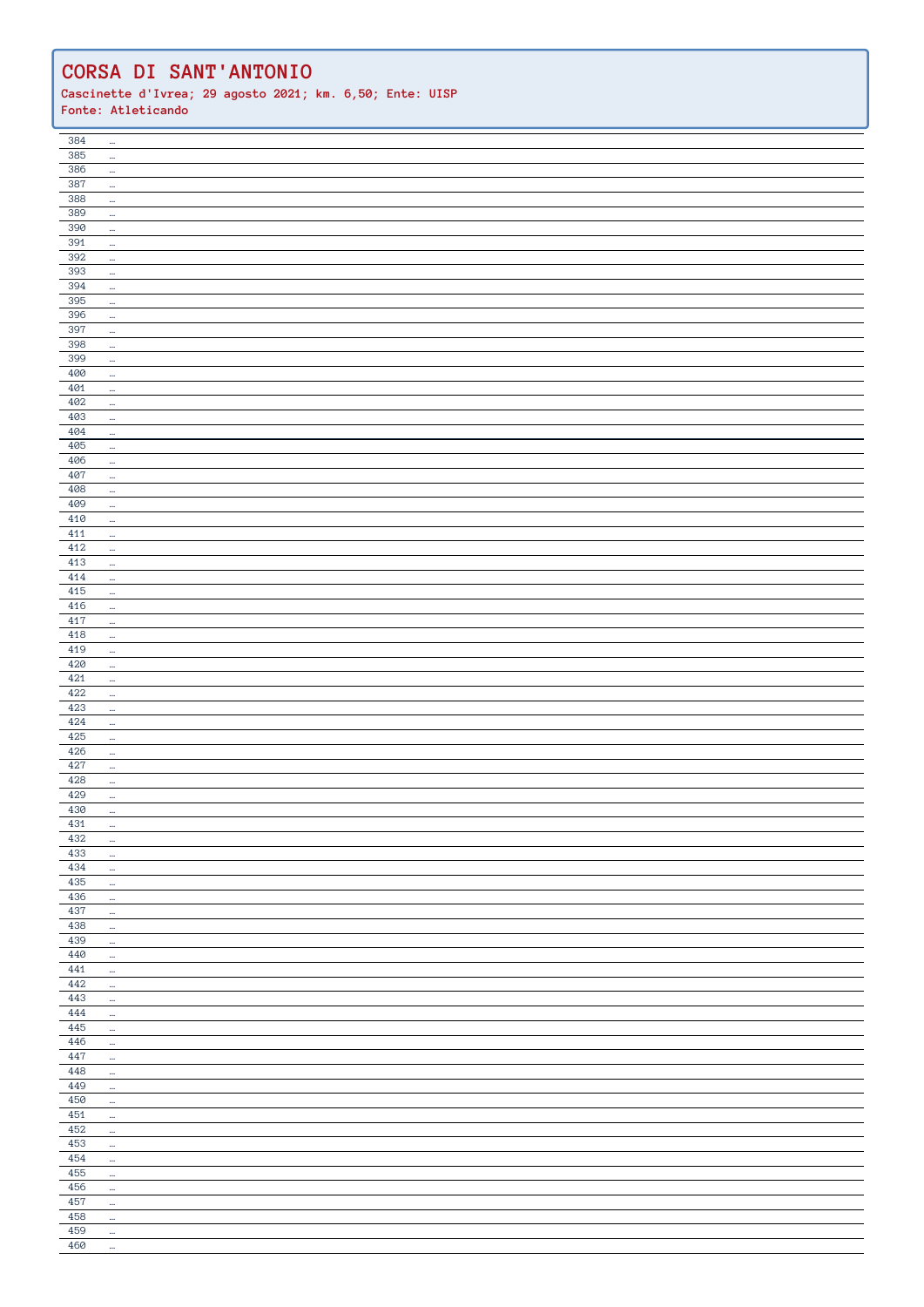# CORSA DI SANT'ANTONIO

**Cascinette d'Ivrea; 29 agosto 2021; km. 6,50; Ente: UISP**
**Fonte: Atleticando**

| | |
|---|---|
| 384 | … |
| 385 | … |
| 386 | … |
| 387 | … |
| 388 | … |
| 389 | … |
| 390 | … |
| 391 | … |
| 392 | … |
| 393 | … |
| 394 | … |
| 395 | … |
| 396 | … |
| 397 | … |
| 398 | … |
| 399 | … |
| 400 | … |
| 401 | … |
| 402 | … |
| 403 | … |
| 404 | … |
| 405 | … |
| 406 | … |
| 407 | … |
| 408 | … |
| 409 | … |
| 410 | … |
| 411 | … |
| 412 | … |
| 413 | … |
| 414 | … |
| 415 | … |
| 416 | … |
| 417 | … |
| 418 | … |
| 419 | … |
| 420 | … |
| 421 | … |
| 422 | … |
| 423 | … |
| 424 | … |
| 425 | … |
| 426 | … |
| 427 | … |
| 428 | … |
| 429 | … |
| 430 | … |
| 431 | … |
| 432 | … |
| 433 | … |
| 434 | … |
| 435 | … |
| 436 | … |
| 437 | … |
| 438 | … |
| 439 | … |
| 440 | … |
| 441 | … |
| 442 | … |
| 443 | … |
| 444 | … |
| 445 | … |
| 446 | … |
| 447 | … |
| 448 | … |
| 449 | … |
| 450 | … |
| 451 | … |
| 452 | … |
| 453 | … |
| 454 | … |
| 455 | … |
| 456 | … |
| 457 | … |
| 458 | … |
| 459 | … |
| 460 | … |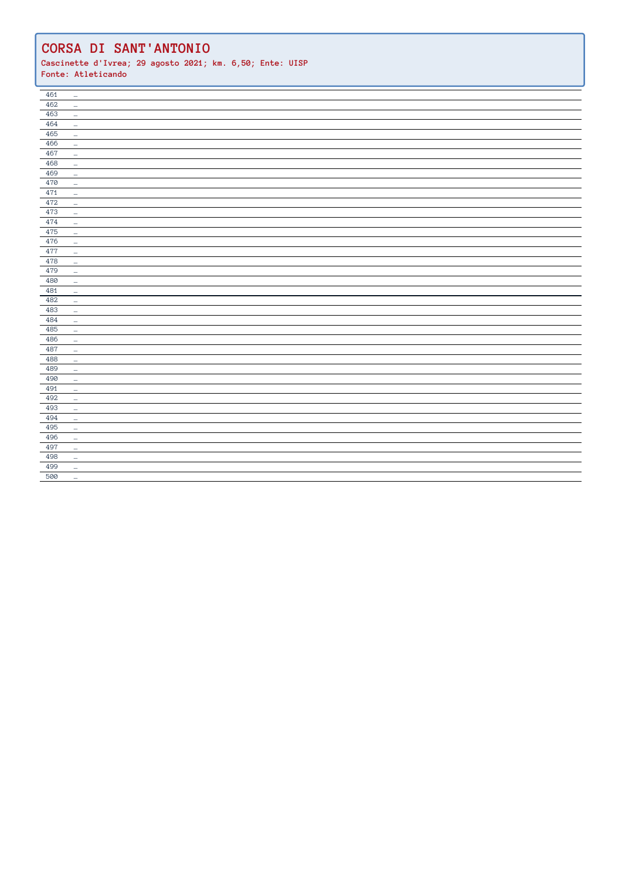# CORSA DI SANT'ANTONIO

**Cascinette d'Ivrea; 29 agosto 2021; km. 6,50; Ente: UISP**
**Fonte: Atleticando**

| | |
|---|---|
| 461 | … |
| 462 | … |
| 463 | … |
| 464 | … |
| 465 | … |
| 466 | … |
| 467 | … |
| 468 | … |
| 469 | … |
| 470 | … |
| 471 | … |
| 472 | … |
| 473 | … |
| 474 | … |
| 475 | … |
| 476 | … |
| 477 | … |
| 478 | … |
| 479 | … |
| 480 | … |
| 481 | … |
| 482 | … |
| 483 | … |
| 484 | … |
| 485 | … |
| 486 | … |
| 487 | … |
| 488 | … |
| 489 | … |
| 490 | … |
| 491 | … |
| 492 | … |
| 493 | … |
| 494 | … |
| 495 | … |
| 496 | … |
| 497 | … |
| 498 | … |
| 499 | … |
| 500 | … |